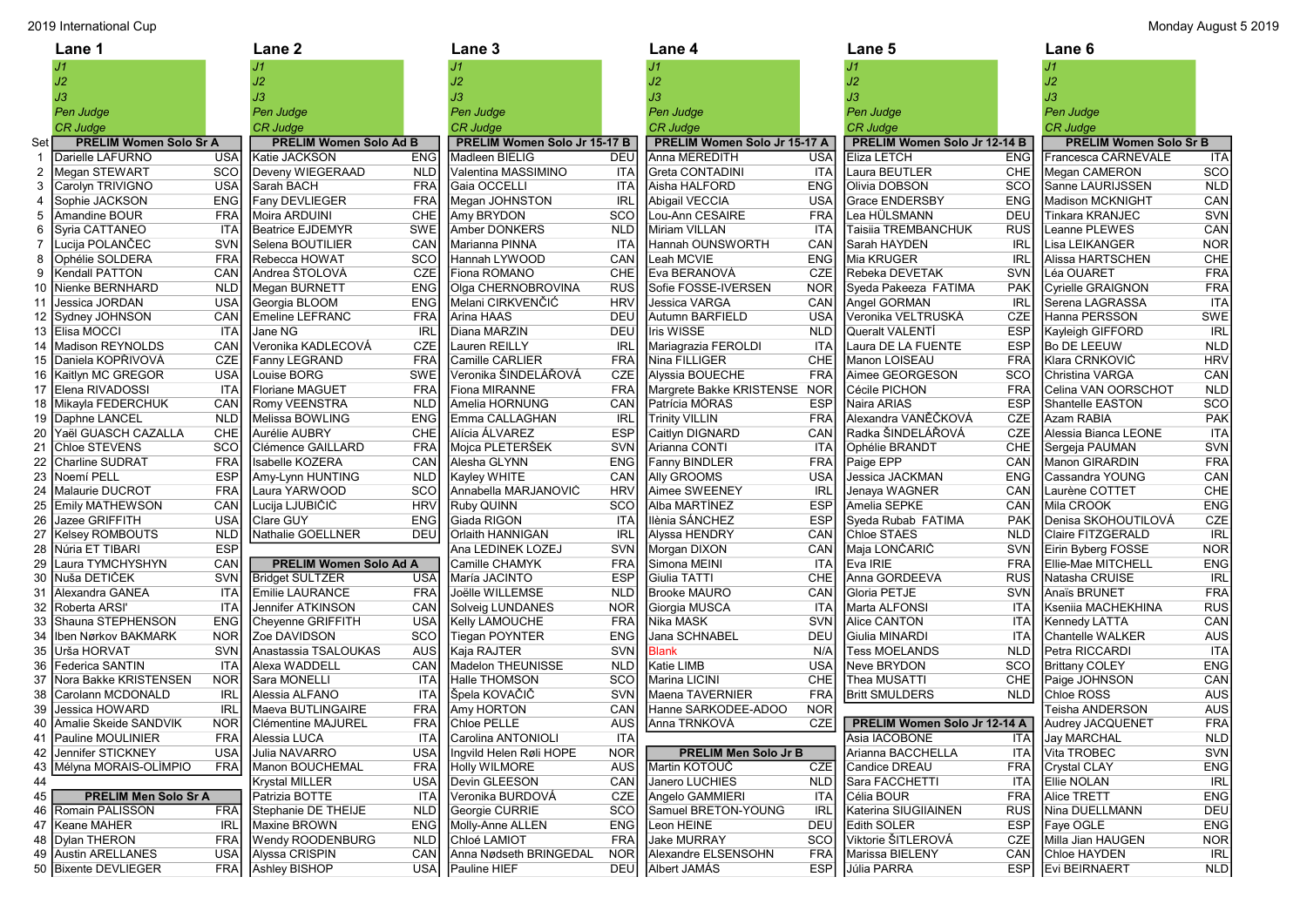2019 International Cup

Monday August 5 2019

| Set | Lane 1 | | Lane 2 | | Lane 3 | | Lane 4 | | Lane 5 | | Lane 6 | |
|---|---|---|---|---|---|---|---|---|---|---|---|---|
| | J1 | | J1 | | J1 | | J1 | | J1 | | J1 | |
| | J2 | | J2 | | J2 | | J2 | | J2 | | J2 | |
| | J3 | | J3 | | J3 | | J3 | | J3 | | J3 | |
| | Pen Judge | | Pen Judge | | Pen Judge | | Pen Judge | | Pen Judge | | Pen Judge | |
| | CR Judge | | CR Judge | | CR Judge | | CR Judge | | CR Judge | | CR Judge | |
| | **PRELIM Women Solo Sr A** | | **PRELIM Women Solo Ad B** | | **PRELIM Women Solo Jr 15-17 B** | | **PRELIM Women Solo Jr 15-17 A** | | **PRELIM Women Solo Jr 12-14 B** | | **PRELIM Women Solo Sr B** | |
| 1 | Darielle LAFURNO | USA | Katie JACKSON | ENG | Madleen BIELIG | DEU | Anna MEREDITH | USA | Eliza LETCH | ENG | Francesca CARNEVALE | ITA |
| 2 | Megan STEWART | SCO | Deveny WIEGERAAD | NLD | Valentina MASSIMINO | ITA | Greta CONTADINI | ITA | Laura BEUTLER | CHE | Megan CAMERON | SCO |
| 3 | Carolyn TRIVIGNO | USA | Sarah BACH | FRA | Gaia OCCELLI | ITA | Aisha HALFORD | ENG | Olivia DOBSON | SCO | Sanne LAURIJSSEN | NLD |
| 4 | Sophie JACKSON | ENG | Fany DEVLIEGER | FRA | Megan JOHNSTON | IRL | Abigail VECCIA | USA | Grace ENDERSBY | ENG | Madison MCKNIGHT | CAN |
| 5 | Amandine BOUR | FRA | Moira ARDUINI | CHE | Amy BRYDON | SCO | Lou-Ann CESAIRE | FRA | Lea HÜLSMANN | DEU | Tinkara KRANJEC | SVN |
| 6 | Syria CATTANEO | ITA | Beatrice EJDEMYR | SWE | Amber DONKERS | NLD | Miriam VILLAN | ITA | Taisiia TREMBANCHUK | RUS | Leanne PLEWES | CAN |
| 7 | Lucija POLANČEC | SVN | Selena BOUTILIER | CAN | Marianna PINNA | ITA | Hannah OUNSWORTH | CAN | Sarah HAYDEN | IRL | Lisa LEIKANGER | NOR |
| 8 | Ophélie SOLDERA | FRA | Rebecca HOWAT | SCO | Hannah LYWOOD | CAN | Leah MCVIE | ENG | Mia KRUGER | IRL | Alissa HARTSCHEN | CHE |
| 9 | Kendall PATTON | CAN | Andrea ŠTOLOVÁ | CZE | Fiona ROMANO | CHE | Eva BERANOVÁ | CZE | Rebeka DEVETAK | SVN | Léa OUARET | FRA |
| 10 | Nienke BERNHARD | NLD | Megan BURNETT | ENG | Olga CHERNOBROVINA | RUS | Sofie FOSSE-IVERSEN | NOR | Syeda Pakeeza FATIMA | PAK | Cyrielle GRAIGNON | FRA |
| 11 | Jessica JORDAN | USA | Georgia BLOOM | ENG | Melani CIRKVENČIĆ | HRV | Jessica VARGA | CAN | Angel GORMAN | IRL | Serena LAGRASSA | ITA |
| 12 | Sydney JOHNSON | CAN | Emeline LEFRANC | FRA | Arina HAAS | DEU | Autumn BARFIELD | USA | Veronika VELTRUSKÁ | CZE | Hanna PERSSON | SWE |
| 13 | Elisa MOCCI | ITA | Jane NG | IRL | Diana MARZIN | DEU | Iris WISSE | NLD | Queralt VALENTÍ | ESP | Kayleigh GIFFORD | IRL |
| 14 | Madison REYNOLDS | CAN | Veronika KADLECOVÁ | CZE | Lauren REILLY | IRL | Mariagrazia FEROLDI | ITA | Laura DE LA FUENTE | ESP | Bo DE LEEUW | NLD |
| 15 | Daniela KOPŘIVOVÁ | CZE | Fanny LEGRAND | FRA | Camille CARLIER | FRA | Nina FILLIGER | CHE | Manon LOISEAU | FRA | Klara CRNKOVIĆ | HRV |
| 16 | Kaitlyn MC GREGOR | USA | Louise BORG | SWE | Veronika ŠINDELÁŘOVÁ | CZE | Alyssia BOUECHE | FRA | Aimee GEORGESON | SCO | Christina VARGA | CAN |
| 17 | Elena RIVADOSSI | ITA | Floriane MAGUET | FRA | Fiona MIRANNE | FRA | Margrete Bakke KRISTENSE | NOR | Cécile PICHON | FRA | Celina VAN OORSCHOT | NLD |
| 18 | Mikayla FEDERCHUK | CAN | Romy VEENSTRA | NLD | Amelia HORNUNG | CAN | Patrícia MÓRAS | ESP | Naira ARIAS | ESP | Shantelle EASTON | SCO |
| 19 | Daphne LANCEL | NLD | Melissa BOWLING | ENG | Emma CALLAGHAN | IRL | Trinity VILLIN | FRA | Alexandra VANĚČKOVÁ | CZE | Azam RABIA | PAK |
| 20 | Yaël GUASCH CAZALLA | CHE | Aurélie AUBRY | CHE | Alícia ÁLVAREZ | ESP | Caitlyn DIGNARD | CAN | Radka ŠINDELÁŘOVÁ | CZE | Alessia Bianca LEONE | ITA |
| 21 | Chloe STEVENS | SCO | Clémence GAILLARD | FRA | Mojca PLETERŠEK | SVN | Arianna CONTI | ITA | Ophélie BRANDT | CHE | Sergeja PAUMAN | SVN |
| 22 | Charline SUDRAT | FRA | Isabelle KOZERA | CAN | Alesha GLYNN | ENG | Fanny BINDLER | FRA | Paige EPP | CAN | Manon GIRARDIN | FRA |
| 23 | Noemí PELL | ESP | Amy-Lynn HUNTING | NLD | Kayley WHITE | CAN | Ally GROOMS | USA | Jessica JACKMAN | ENG | Cassandra YOUNG | CAN |
| 24 | Malaurie DUCROT | FRA | Laura YARWOOD | SCO | Annabella MARJANOVIĆ | HRV | Aimee SWEENEY | IRL | Jenaya WAGNER | CAN | Laurène COTTET | CHE |
| 25 | Emily MATHEWSON | CAN | Lucija LJUBIČIĆ | HRV | Ruby QUINN | SCO | Alba MARTÍNEZ | ESP | Amelia SEPKE | CAN | Mila CROOK | ENG |
| 26 | Jazee GRIFFITH | USA | Clare GUY | ENG | Giada RIGON | ITA | Ilènia SÁNCHEZ | ESP | Syeda Rubab FATIMA | PAK | Denisa SKOHOUTILOVÁ | CZE |
| 27 | Kelsey ROMBOUTS | NLD | Nathalie GOELLNER | DEU | Orlaith HANNIGAN | IRL | Alyssa HENDRY | CAN | Chloe STAES | NLD | Claire FITZGERALD | IRL |
| 28 | Núria ET TIBARI | ESP | | | Ana LEDINEK LOZEJ | SVN | Morgan DIXON | CAN | Maja LONČARIĆ | SVN | Eirin Byberg FOSSE | NOR |
| 29 | Laura TYMCHYSHYN | CAN | **PRELIM Women Solo Ad A** | | Camille CHAMYK | FRA | Simona MEINI | ITA | Eva IRIE | FRA | Ellie-Mae MITCHELL | ENG |
| 30 | Nuša DETIČEK | SVN | Bridget SULTZER | USA | María JACINTO | ESP | Giulia TATTI | CHE | Anna GORDEEVA | RUS | Natasha CRUISE | IRL |
| 31 | Alexandra GANEA | ITA | Emilie LAURANCE | FRA | Joëlle WILLEMSE | NLD | Brooke MAURO | CAN | Gloria PETJE | SVN | Anaïs BRUNET | FRA |
| 32 | Roberta ARSI' | ITA | Jennifer ATKINSON | CAN | Solveig LUNDANES | NOR | Giorgia MUSCA | ITA | Marta ALFONSI | ITA | Ksenia MACHEKHINA | RUS |
| 33 | Shauna STEPHENSON | ENG | Cheyenne GRIFFITH | USA | Kelly LAMOUCHE | FRA | Nika MASK | SVN | Alice CANTON | ITA | Kennedy LATTA | CAN |
| 34 | Iben Nørkov BAKMARK | NOR | Zoe DAVIDSON | SCO | Tiegan POYNTER | ENG | Jana SCHNABEL | DEU | Giulia MINARDI | ITA | Chantelle WALKER | AUS |
| 35 | Urša HORVAT | SVN | Anastassia TSALOUKAS | AUS | Kaja RAJTER | SVN | Blank | N/A | Tess MOELANDS | NLD | Petra RICCARDI | ITA |
| 36 | Federica SANTIN | ITA | Alexa WADDELL | CAN | Madelon THEUNISSE | NLD | Katie LIMB | USA | Neve BRYDON | SCO | Brittany COLEY | ENG |
| 37 | Nora Bakke KRISTENSEN | NOR | Sara MONELLI | ITA | Halle THOMSON | SCO | Marina LICINI | CHE | Thea MUSATTI | CHE | Paige JOHNSON | CAN |
| 38 | Carolann MCDONALD | IRL | Alessia ALFANO | ITA | Špela KOVAČIČ | SVN | Maena TAVERNIER | FRA | Britt SMULDERS | NLD | Chloe ROSS | AUS |
| 39 | Jessica HOWARD | IRL | Maeva BUTLINGAIRE | FRA | Amy HORTON | CAN | Hanne SARKODEE-ADOO | NOR | | | Teisha ANDERSON | AUS |
| 40 | Amalie Skeide SANDVIK | NOR | Clémentine MAJUREL | FRA | Chloe PELLE | AUS | Anna TRNKOVÁ | CZE | **PRELIM Women Solo Jr 12-14 A** | | Audrey JACQUENET | FRA |
| 41 | Pauline MOULINIER | FRA | Alessia LUCA | ITA | Carolina ANTONIOLI | ITA | | | Asia IACOBONE | ITA | Jay MARCHAL | NLD |
| 42 | Jennifer STICKNEY | USA | Julia NAVARRO | USA | Ingvild Helen Røli HOPE | NOR | **PRELIM Men Solo Jr B** | | Arianna BACCHIELLA | ITA | Vita TROBEC | SVN |
| 43 | Mélyna MORAIS-OLIMPIO | FRA | Manon BOUCHEMAL | FRA | Holly WILMORE | AUS | Martin KOTOUČ | CZE | Candice DREAU | FRA | Crystal CLAY | ENG |
| 44 | | | Krystal MILLER | USA | Devin GLEESON | CAN | Janero LUCHIES | NLD | Sara FACCHETTI | ITA | Ellie NOLAN | IRL |
| 45 | **PRELIM Men Solo Sr A** | | Patrizia BOTTE | ITA | Veronika BURDOVÁ | CZE | Angelo GAMMIERI | ITA | Célia BOUR | FRA | Alice TRETT | ENG |
| 46 | Romain PALISSON | FRA | Stephanie DE THEIJE | NLD | Georgie CURRIE | SCO | Samuel BRETON-YOUNG | IRL | Katerina SIUGIAINEN | RUS | Nina DUELLMANN | DEU |
| 47 | Keane MAHER | IRL | Maxine BROWN | ENG | Molly-Anne ALLEN | ENG | Leon HEINE | DEU | Edith SOLER | ESP | Faye OGLE | ENG |
| 48 | Dylan THERON | FRA | Wendy ROODENBURG | NLD | Chloé LAMIOT | FRA | Jake MURRAY | SCO | Viktorie ŠITLEROVÁ | CZE | Milla Jian HAUGEN | NOR |
| 49 | Austin ARELLANES | USA | Alyssa CRISPIN | CAN | Anna Nødseth BRINGEDAL | NOR | Alexandre ELSENSOHN | FRA | Marissa BIELENY | CAN | Chloe HAYDEN | IRL |
| 50 | Bixente DEVLIEGER | FRA | Ashley BISHOP | USA | Pauline HIEF | DEU | Albert JAMÁS | ESP | Júlia PARRA | ESP | Evi BEIRNAERT | NLD |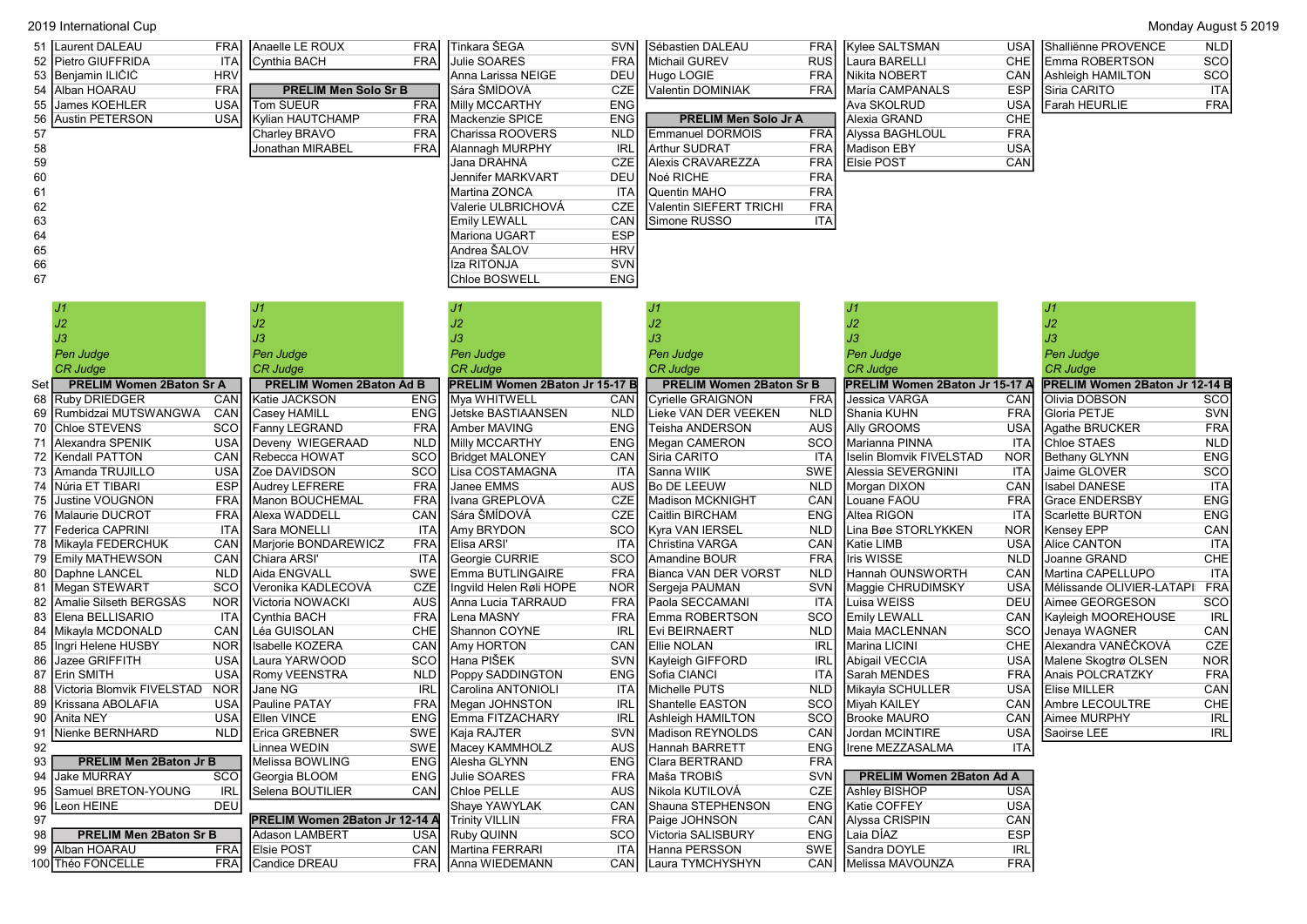2019 International Cup — Monday August 5 2019

| Set | | | | | | | | | | | | |
|---|---|---|---|---|---|---|---|---|---|---|---|---|
| 51 | Laurent DALEAU | FRA | Anaelle LE ROUX | FRA | Tinkara ŠEGA | SVN | Sébastien DALEAU | FRA | Kylee SALTSMAN | USA | Shalliënne PROVENCE | NLD |
| 52 | Pietro GIUFFRIDA | ITA | Cynthia BACH | FRA | Julie SOARES | FRA | Michail GUREV | RUS | Laura BARELLI | CHE | Emma ROBERTSON | SCO |
| 53 | Benjamin ILIČIĆ | HRV | | | Anna Larissa NEIGE | DEU | Hugo LOGIE | FRA | Nikita NOBERT | CAN | Ashleigh HAMILTON | SCO |
| 54 | Alban HOARAU | FRA | **PRELIM Men Solo Sr B** | | Sára ŠMÍDOVÁ | CZE | Valentin DOMINIAK | FRA | María CAMPANALS | ESP | Siria CARITO | ITA |
| 55 | James KOEHLER | USA | Tom SUEUR | FRA | Milly MCCARTHY | ENG | | | Ava SKOLRUD | USA | Farah HEURLIE | FRA |
| 56 | Austin PETERSON | USA | Kylian HAUTCHAMP | FRA | Mackenzie SPICE | ENG | **PRELIM Men Solo Jr A** | | Alexia GRAND | CHE | | |
| 57 | | | Charley BRAVO | FRA | Charissa ROOVERS | NLD | Emmanuel DORMOIS | FRA | Alyssa BAGHLOUL | FRA | | |
| 58 | | | Jonathan MIRABEL | FRA | Alannagh MURPHY | IRL | Arthur SUDRAT | FRA | Madison EBY | USA | | |
| 59 | | | | | Jana DRAHNÁ | CZE | Alexis CRAVAREZZA | FRA | Elsie POST | CAN | | |
| 60 | | | | | Jennifer MARKVART | DEU | Noé RICHE | FRA | | | | |
| 61 | | | | | Martina ZONCA | ITA | Quentin MAHO | FRA | | | | |
| 62 | | | | | Valerie ULBRICHOVÁ | CZE | Valentin SIEFERT TRICHI | FRA | | | | |
| 63 | | | | | Emily LEWALL | CAN | Simone RUSSO | ITA | | | | |
| 64 | | | | | Mariona UGART | ESP | | | | | | |
| 65 | | | | | Andrea ŠALOV | HRV | | | | | | |
| 66 | | | | | Iza RITONJA | SVN | | | | | | |
| 67 | | | | | Chloe BOSWELL | ENG | | | | | | |
| | *J1* | | *J1* | | *J1* | | *J1* | | *J1* | | *J1* | |
| | *J2* | | *J2* | | *J2* | | *J2* | | *J2* | | *J2* | |
| | *J3* | | *J3* | | *J3* | | *J3* | | *J3* | | *J3* | |
| | *Pen Judge* | | *Pen Judge* | | *Pen Judge* | | *Pen Judge* | | *Pen Judge* | | *Pen Judge* | |
| | *CR Judge* | | *CR Judge* | | *CR Judge* | | *CR Judge* | | *CR Judge* | | *CR Judge* | |
| Set | **PRELIM Women 2Baton Sr A** | | **PRELIM Women 2Baton Ad B** | | **PRELIM Women 2Baton Jr 15-17 B** | | **PRELIM Women 2Baton Sr B** | | **PRELIM Women 2Baton Jr 15-17 A** | | **PRELIM Women 2Baton Jr 12-14 B** | |
| 68 | Ruby DRIEDGER | CAN | Katie JACKSON | ENG | Mya WHITWELL | CAN | Cyrielle GRAIGNON | FRA | Jessica VARGA | CAN | Olivia DOBSON | SCO |
| 69 | Rumbidzai MUTSWANGWA | CAN | Casey HAMILL | ENG | Jetske BASTIAANSEN | NLD | Lieke VAN DER VEEKEN | NLD | Shania KUHN | FRA | Gloria PETJE | SVN |
| 70 | Chloe STEVENS | SCO | Fanny LEGRAND | FRA | Amber MAVING | ENG | Teisha ANDERSON | AUS | Ally GROOMS | USA | Agathe BRUCKER | FRA |
| 71 | Alexandra SPENIK | USA | Deveny WIEGERAAD | NLD | Milly MCCARTHY | ENG | Megan CAMERON | SCO | Marianna PINNA | ITA | Chloe STAES | NLD |
| 72 | Kendall PATTON | CAN | Rebecca HOWAT | SCO | Bridget MALONEY | CAN | Siria CARITO | ITA | Iselin Blomvik FIVELSTAD | NOR | Bethany GLYNN | ENG |
| 73 | Amanda TRUJILLO | USA | Zoe DAVIDSON | SCO | Lisa COSTAMAGNA | ITA | Sanna WIIK | SWE | Alessia SEVERGNINI | ITA | Jaime GLOVER | SCO |
| 74 | Núria ET TIBARI | ESP | Audrey LEFRERE | FRA | Janee EMMS | AUS | Bo DE LEEUW | NLD | Morgan DIXON | CAN | Isabel DANESE | ITA |
| 75 | Justine VOUGNON | FRA | Manon BOUCHEMAL | FRA | Ivana GREPLOVÁ | CZE | Madison MCKNIGHT | CAN | Louane FAOU | FRA | Grace ENDERSBY | ENG |
| 76 | Malaurie DUCROT | FRA | Alexa WADDELL | CAN | Sára ŠMÍDOVÁ | CZE | Caitlin BIRCHAM | ENG | Altea RIGON | ITA | Scarlette BURTON | ENG |
| 77 | Federica CAPRINI | ITA | Sara MONELLI | ITA | Amy BRYDON | SCO | Kyra VAN IERSEL | NLD | Lina Bøe STORLYKKEN | NOR | Kensey EPP | CAN |
| 78 | Mikayla FEDERCHUK | CAN | Marjorie BONDAREWICZ | FRA | Elisa ARSI' | ITA | Christina VARGA | CAN | Katie LIMB | USA | Alice CANTON | ITA |
| 79 | Emily MATHEWSON | CAN | Chiara ARSI' | ITA | Georgie CURRIE | SCO | Amandine BOUR | FRA | Iris WISSE | NLD | Joanne GRAND | CHE |
| 80 | Daphne LANCEL | NLD | Aida ENGVALL | SWE | Emma BUTLINGAIRE | FRA | Bianca VAN DER VORST | NLD | Hannah OUNSWORTH | CAN | Martina CAPELLUPO | ITA |
| 81 | Megan STEWART | SCO | Veronika KADLECOVÁ | CZE | Ingvild Helen Røli HOPE | NOR | Sergeja PAUMAN | SVN | Maggie CHRUDIMSKY | USA | Mélissande OLIVIER-LATAPI | FRA |
| 82 | Amalie Silseth BERGSÅS | NOR | Victoria NOWACKI | AUS | Anna Lucia TARRAUD | FRA | Paola SECCAMANI | ITA | Luisa WEISS | DEU | Aimee GEORGESON | SCO |
| 83 | Elena BELLISARIO | ITA | Cynthia BACH | FRA | Lena MASNY | FRA | Emma ROBERTSON | SCO | Emily LEWALL | CAN | Kayleigh MOOREHOUSE | IRL |
| 84 | Mikayla MCDONALD | CAN | Léa GUISOLAN | CHE | Shannon COYNE | IRL | Evi BEIRNAERT | NLD | Maia MACLENNAN | SCO | Jenaya WAGNER | CAN |
| 85 | Ingri Helene HUSBY | NOR | Isabelle KOZERA | CAN | Amy HORTON | CAN | Ellie NOLAN | IRL | Marina LICINI | CHE | Alexandra VANĚČKOVÁ | CZE |
| 86 | Jazee GRIFFITH | USA | Laura YARWOOD | SCO | Hana PIŠEK | SVN | Kayleigh GIFFORD | IRL | Abigail VECCIA | USA | Malene Skogtrø OLSEN | NOR |
| 87 | Erin SMITH | USA | Romy VEENSTRA | NLD | Poppy SADDINGTON | ENG | Sofia CIANCI | ITA | Sarah MENDES | FRA | Anais POLCRATZKY | FRA |
| 88 | Victoria Blomvik FIVELSTAD | NOR | Jane NG | IRL | Carolina ANTONIOLI | ITA | Michelle PUTS | NLD | Mikayla SCHULLER | USA | Elise MILLER | CAN |
| 89 | Krissana ABOLAFIA | USA | Pauline PATAY | FRA | Megan JOHNSTON | IRL | Shantelle EASTON | SCO | Miyah KAILEY | CAN | Ambre LECOULTRE | CHE |
| 90 | Anita NEY | USA | Ellen VINCE | ENG | Emma FITZACHARY | IRL | Ashleigh HAMILTON | SCO | Brooke MAURO | CAN | Aimee MURPHY | IRL |
| 91 | Nienke BERNHARD | NLD | Erica GREBNER | SWE | Kaja RAJTER | SVN | Madison REYNOLDS | CAN | Jordan MCINTIRE | USA | Saoirse LEE | IRL |
| 92 | | | Linnea WEDIN | SWE | Macey KAMMHOLZ | AUS | Hannah BARRETT | ENG | Irene MEZZASALMA | ITA | | |
| 93 | **PRELIM Men 2Baton Jr B** | | Melissa BOWLING | ENG | Alesha GLYNN | ENG | Clara BERTRAND | FRA | | | | |
| 94 | Jake MURRAY | SCO | Georgia BLOOM | ENG | Julie SOARES | FRA | Maša TROBIŠ | SVN | **PRELIM Women 2Baton Ad A** | | | |
| 95 | Samuel BRETON-YOUNG | IRL | Selena BOUTILIER | CAN | Chloe PELLE | AUS | Nikola KUTILOVÁ | CZE | Ashley BISHOP | USA | | |
| 96 | Leon HEINE | DEU | | | Shaye YAWYLAK | CAN | Shauna STEPHENSON | ENG | Katie COFFEY | USA | | |
| 97 | | | **PRELIM Women 2Baton Jr 12-14 A** | | Trinity VILLIN | FRA | Paige JOHNSON | CAN | Alyssa CRISPIN | CAN | | |
| 98 | **PRELIM Men 2Baton Sr B** | | Adason LAMBERT | USA | Ruby QUINN | SCO | Victoria SALISBURY | ENG | Laia DÍAZ | ESP | | |
| 99 | Alban HOARAU | FRA | Elsie POST | CAN | Martina FERRARI | ITA | Hanna PERSSON | SWE | Sandra DOYLE | IRL | | |
| 100 | Théo FONCELLE | FRA | Candice DREAU | FRA | Anna WIEDEMANN | CAN | Laura TYMCHYSHYN | CAN | Melissa MAVOUNZA | FRA | | |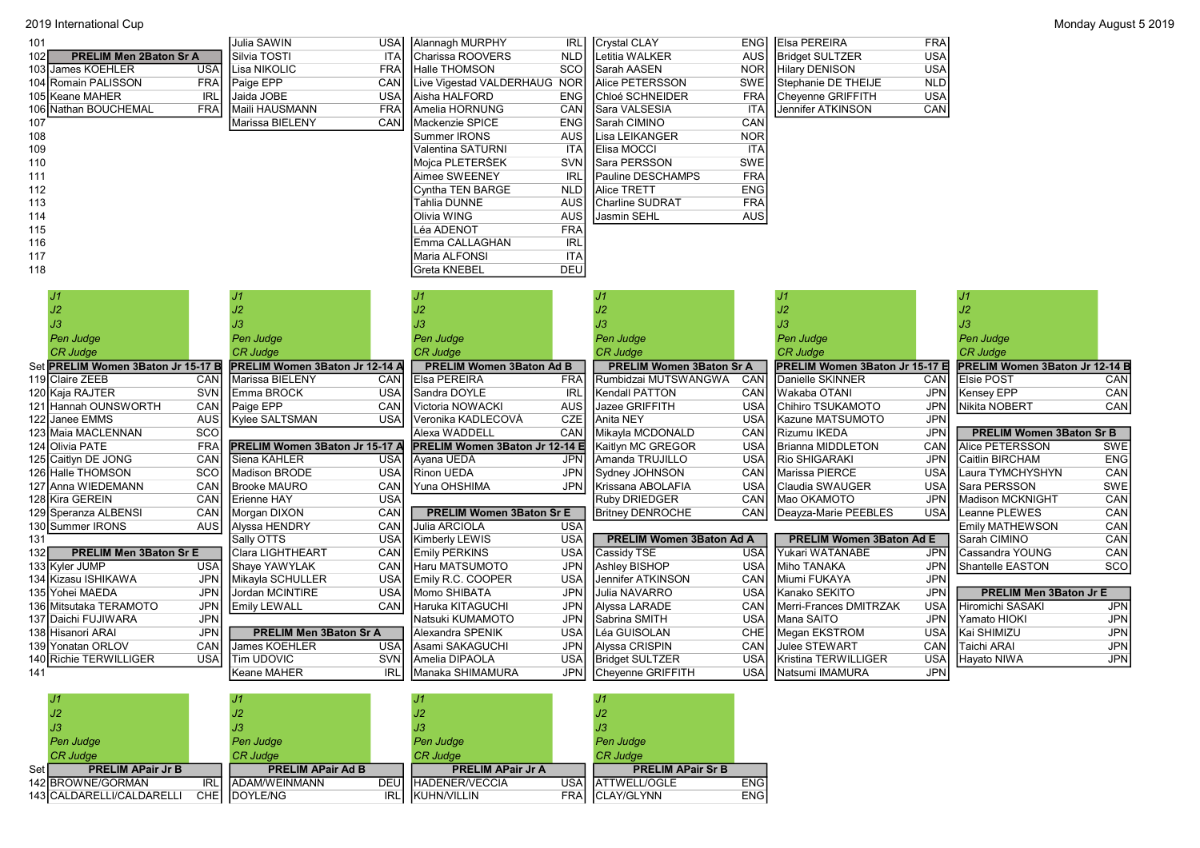2019 International Cup

Monday August 5 2019

| Set | | | | | | | | | | | |
|---|---|---|---|---|---|---|---|---|---|---|---|
| 101 | | | Julia SAWIN | USA | Alannagh MURPHY | IRL | Crystal CLAY | ENG | Elsa PEREIRA | FRA | |
| 102 | **PRELIM Men 2Baton Sr A** | | Silvia TOSTI | ITA | Charissa ROOVERS | NLD | Letitia WALKER | AUS | Bridget SULTZER | USA | |
| 103 | James KOEHLER | USA | Lisa NIKOLIC | FRA | Halle THOMSON | SCO | Sarah AASEN | NOR | Hilary DENISON | USA | |
| 104 | Romain PALISSON | FRA | Paige EPP | CAN | Live Vigestad VALDERHAUG | NOR | Alice PETERSSON | SWE | Stephanie DE THEIJE | NLD | |
| 105 | Keane MAHER | IRL | Jaida JOBE | USA | Aisha HALFORD | ENG | Chloé SCHNEIDER | FRA | Cheyenne GRIFFITH | USA | |
| 106 | Nathan BOUCHEMAL | FRA | Maili HAUSMANN | FRA | Amelia HORNUNG | CAN | Sara VALSESIA | ITA | Jennifer ATKINSON | CAN | |
| 107 | | | Marissa BIELENY | CAN | Mackenzie SPICE | ENG | Sarah CIMINO | CAN | | | |
| 108 | | | | | Summer IRONS | AUS | Lisa LEIKANGER | NOR | | | |
| 109 | | | | | Valentina SATURNI | ITA | Elisa MOCCI | ITA | | | |
| 110 | | | | | Mojca PLETERŠEK | SVN | Sara PERSSON | SWE | | | |
| 111 | | | | | Aimee SWEENEY | IRL | Pauline DESCHAMPS | FRA | | | |
| 112 | | | | | Cyntha TEN BARGE | NLD | Alice TRETT | ENG | | | |
| 113 | | | | | Tahlia DUNNE | AUS | Charline SUDRAT | FRA | | | |
| 114 | | | | | Olivia WING | AUS | Jasmin SEHL | AUS | | | |
| 115 | | | | | Léa ADENOT | FRA | | | | | |
| 116 | | | | | Emma CALLAGHAN | IRL | | | | | |
| 117 | | | | | Maria ALFONSI | ITA | | | | | |
| 118 | | | | | Greta KNEBEL | DEU | | | | | |

| Set | | | | | | | | | | | | |
|---|---|---|---|---|---|---|---|---|---|---|---|---|
| | *J1* | | *J1* | | *J1* | | *J1* | | *J1* | | *J1* | |
| | *J2* | | *J2* | | *J2* | | *J2* | | *J2* | | *J2* | |
| | *J3* | | *J3* | | *J3* | | *J3* | | *J3* | | *J3* | |
| | *Pen Judge* | | *Pen Judge* | | *Pen Judge* | | *Pen Judge* | | *Pen Judge* | | *Pen Judge* | |
| | *CR Judge* | | *CR Judge* | | *CR Judge* | | *CR Judge* | | *CR Judge* | | *CR Judge* | |
| Set | **PRELIM Women 3Baton Jr 15-17 B** | | **PRELIM Women 3Baton Jr 12-14 A** | | **PRELIM Women 3Baton Ad B** | | **PRELIM Women 3Baton Sr A** | | **PRELIM Women 3Baton Jr 15-17 E** | | **PRELIM Women 3Baton Jr 12-14 B** | |
| 119 | Claire ZEEB | CAN | Marissa BIELENY | CAN | Elsa PEREIRA | FRA | Rumbidzai MUTSWANGWA | CAN | Danielle SKINNER | CAN | Elsie POST | CAN |
| 120 | Kaja RAJTER | SVN | Emma BROCK | USA | Sandra DOYLE | IRL | Kendall PATTON | CAN | Wakaba OTANI | JPN | Kensey EPP | CAN |
| 121 | Hannah OUNSWORTH | CAN | Paige EPP | CAN | Victoria NOWACKI | AUS | Jazee GRIFFITH | USA | Chihiro TSUKAMOTO | JPN | Nikita NOBERT | CAN |
| 122 | Janee EMMS | AUS | Kylee SALTSMAN | USA | Veronika KADLECOVÁ | CZE | Anita NEY | USA | Kazune MATSUMOTO | JPN | | |
| 123 | Maia MACLENNAN | SCO | | | Alexa WADDELL | CAN | Mikayla MCDONALD | CAN | Rizumu IKEDA | JPN | **PRELIM Women 3Baton Sr B** | |
| 124 | Olivia PATE | FRA | **PRELIM Women 3Baton Jr 15-17 A** | | **PRELIM Women 3Baton Jr 12-14 E** | | Kaitlyn MC GREGOR | USA | Brianna MIDDLETON | CAN | Alice PETERSSON | SWE |
| 125 | Caitlyn DE JONG | CAN | Siena KAHLER | USA | Ayana UEDA | JPN | Amanda TRUJILLO | USA | Rio SHIGARAKI | JPN | Caitlin BIRCHAM | ENG |
| 126 | Halle THOMSON | SCO | Madison BRODE | USA | Rinon UEDA | JPN | Sydney JOHNSON | CAN | Marissa PIERCE | USA | Laura TYMCHYSHYN | CAN |
| 127 | Anna WIEDEMANN | CAN | Brooke MAURO | CAN | Yuna OHSHIMA | JPN | Krissana ABOLAFIA | USA | Claudia SWAUGER | USA | Sara PERSSON | SWE |
| 128 | Kira GEREIN | CAN | Erienne HAY | USA | | | Ruby DRIEDGER | CAN | Mao OKAMOTO | JPN | Madison MCKNIGHT | CAN |
| 129 | Speranza ALBENSI | CAN | Morgan DIXON | CAN | **PRELIM Women 3Baton Sr E** | | Britney DENROCHE | CAN | Deayza-Marie PEEBLES | USA | Leanne PLEWES | CAN |
| 130 | Summer IRONS | AUS | Alyssa HENDRY | CAN | Julia ARCIOLA | USA | | | | | Emily MATHEWSON | CAN |
| 131 | | | Sally OTTS | USA | Kimberly LEWIS | USA | **PRELIM Women 3Baton Ad A** | | **PRELIM Women 3Baton Ad E** | | Sarah CIMINO | CAN |
| 132 | **PRELIM Men 3Baton Sr E** | | Clara LIGHTHEART | CAN | Emily PERKINS | USA | Cassidy TSE | USA | Yukari WATANABE | JPN | Cassandra YOUNG | CAN |
| 133 | Kyler JUMP | USA | Shaye YAWYLAK | CAN | Haru MATSUMOTO | JPN | Ashley BISHOP | USA | Miho TANAKA | JPN | Shantelle EASTON | SCO |
| 134 | Kizasu ISHIKAWA | JPN | Mikayla SCHULLER | USA | Emily R.C. COOPER | USA | Jennifer ATKINSON | CAN | Miumi FUKAYA | JPN | | |
| 135 | Yohei MAEDA | JPN | Jordan MCINTIRE | USA | Momo SHIBATA | JPN | Julia NAVARRO | USA | Kanako SEKITO | JPN | **PRELIM Men 3Baton Jr E** | |
| 136 | Mitsutaka TERAMOTO | JPN | Emily LEWALL | CAN | Haruka KIMIGUCHI | JPN | Alyssa LARADE | CAN | Merri-Frances DMITRZAK | USA | Hiromichi SASAKI | JPN |
| 137 | Daichi FUJIWARA | JPN | | | Natsuki KUMAMOTO | JPN | Sabrina SMITH | USA | Mana SAITO | JPN | Yamato HIOKI | JPN |
| 138 | Hisanori ARAI | JPN | **PRELIM Men 3Baton Sr A** | | Alexandra SPENIK | USA | Léa GUISOLAN | CHE | Megan EKSTROM | USA | Kai SHIMIZU | JPN |
| 139 | Yonatan ORLOV | CAN | James KOEHLER | USA | Asami SAKAGUCHI | JPN | Alyssa CRISPIN | CAN | Julee STEWART | CAN | Taichi ARAI | JPN |
| 140 | Richie TERWILLIGER | USA | Tim UDOVIC | SVN | Amelia DIPAOLA | USA | Bridget SULTZER | USA | Kristina TERWILLIGER | USA | Hayato NIWA | JPN |
| 141 | | | Keane MAHER | IRL | Manaka SHIMAMURA | JPN | Cheyenne GRIFFITH | USA | Natsumi IMAMURA | JPN | | |

| Set | | | | | | | | |
|---|---|---|---|---|---|---|---|---|
| | *J1* | | *J1* | | *J1* | | *J1* | |
| | *J2* | | *J2* | | *J2* | | *J2* | |
| | *J3* | | *J3* | | *J3* | | *J3* | |
| | *Pen Judge* | | *Pen Judge* | | *Pen Judge* | | *Pen Judge* | |
| | *CR Judge* | | *CR Judge* | | *CR Judge* | | *CR Judge* | |
| Set | **PRELIM APair Jr B** | | **PRELIM APair Ad B** | | **PRELIM APair Jr A** | | **PRELIM APair Sr B** | |
| 142 | BROWNE/GORMAN | IRL | ADAM/WEINMANN | DEU | HADENER/VECCIA | USA | ATTWELL/OGLE | ENG |
| 143 | CALDARELLI/CALDARELLI | CHE | DOYLE/NG | IRL | KUHN/VILLIN | FRA | CLAY/GLYNN | ENG |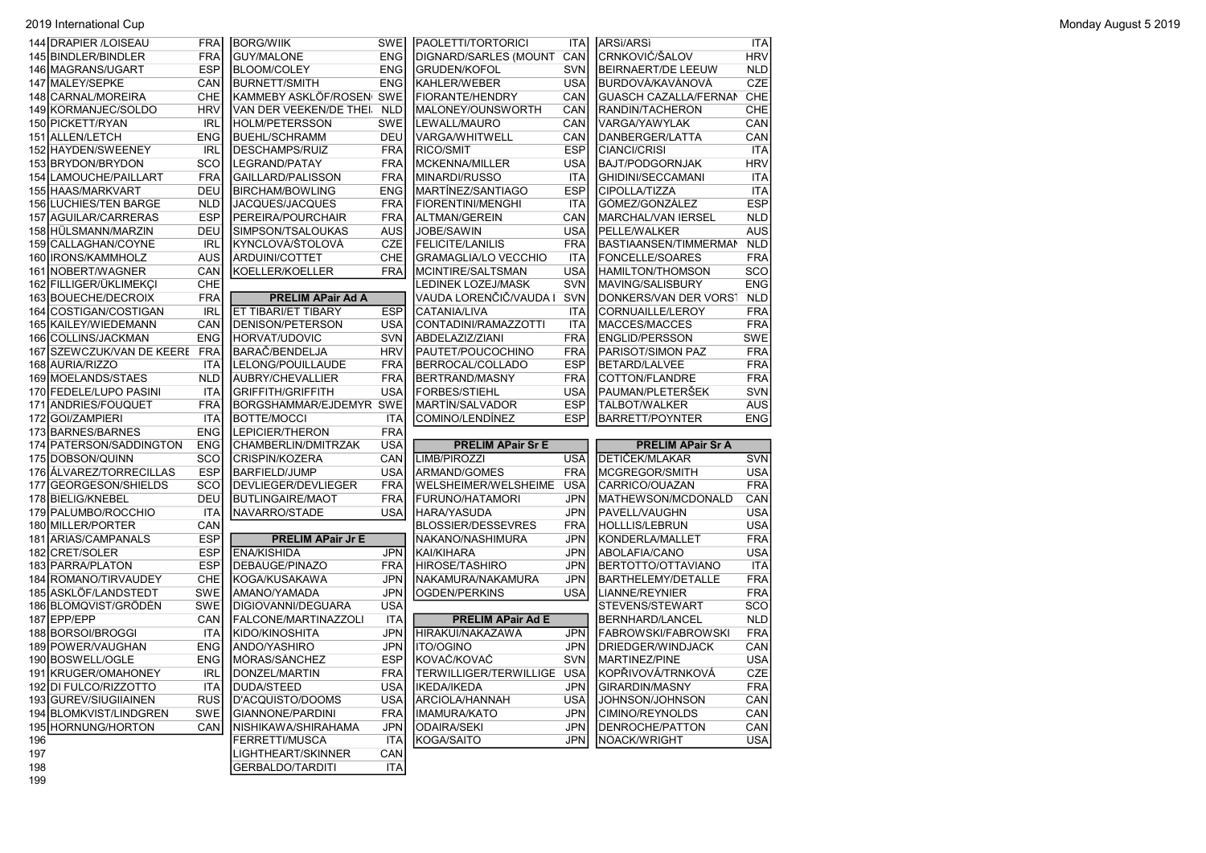| # | Pair | Country |
|---|---|---|
| 144 | DRAPIER /LOISEAU | FRA |
| 145 | BINDLER/BINDLER | FRA |
| 146 | MAGRANS/UGART | ESP |
| 147 | MALEY/SEPKE | CAN |
| 148 | CARNAL/MOREIRA | CHE |
| 149 | KORMANJEC/SOLDO | HRV |
| 150 | PICKETT/RYAN | IRL |
| 151 | ALLEN/LETCH | ENG |
| 152 | HAYDEN/SWEENEY | IRL |
| 153 | BRYDON/BRYDON | SCO |
| 154 | LAMOUCHE/PAILLART | FRA |
| 155 | HAAS/MARKVART | DEU |
| 156 | LUCHIES/TEN BARGE | NLD |
| 157 | AGUILAR/CARRERAS | ESP |
| 158 | HÜLSMANN/MARZIN | DEU |
| 159 | CALLAGHAN/COYNE | IRL |
| 160 | IRONS/KAMMHOLZ | AUS |
| 161 | NOBERT/WAGNER | CAN |
| 162 | FILLIGER/ÜKLIMEKÇI | CHE |
| 163 | BOUECHE/DECROIX | FRA |
| 164 | COSTIGAN/COSTIGAN | IRL |
| 165 | KAILEY/WIEDEMANN | CAN |
| 166 | COLLINS/JACKMAN | ENG |
| 167 | SZEWCZUK/VAN DE KEERE | FRA |
| 168 | AURIA/RIZZO | ITA |
| 169 | MOELANDS/STAES | NLD |
| 170 | FEDELE/LUPO PASINI | ITA |
| 171 | ANDRIES/FOUQUET | FRA |
| 172 | GOI/ZAMPIERI | ITA |
| 173 | BARNES/BARNES | ENG |
| 174 | PATERSON/SADDINGTON | ENG |
| 175 | DOBSON/QUINN | SCO |
| 176 | ÁLVAREZ/TORRECILLAS | ESP |
| 177 | GEORGESON/SHIELDS | SCO |
| 178 | BIELIG/KNEBEL | DEU |
| 179 | PALUMBO/ROCCHIO | ITA |
| 180 | MILLER/PORTER | CAN |
| 181 | ARIAS/CAMPANALS | ESP |
| 182 | CRET/SOLER | ESP |
| 183 | PARRA/PLATON | ESP |
| 184 | ROMANO/TIRVAUDEY | CHE |
| 185 | ASKLÖF/LANDSTEDT | SWE |
| 186 | BLOMQVIST/GRÖDÉN | SWE |
| 187 | EPP/EPP | CAN |
| 188 | BORSOI/BROGGI | ITA |
| 189 | POWER/VAUGHAN | ENG |
| 190 | BOSWELL/OGLE | ENG |
| 191 | KRUGER/OMAHONEY | IRL |
| 192 | DI FULCO/RIZZOTTO | ITA |
| 193 | GUREV/SIUGIIAINEN | RUS |
| 194 | BLOMKVIST/LINDGREN | SWE |
| 195 | HORNUNG/HORTON | CAN |
| 196 | | |
| 197 | | |
| 198 | | |
| 199 | | |

| Pair | Country |
|---|---|
| BORG/WIIK | SWE |
| GUY/MALONE | ENG |
| BLOOM/COLEY | ENG |
| BURNETT/SMITH | ENG |
| KAMMEBY ASKLÖF/ROSEN | SWE |
| VAN DER VEEKEN/DE THEI | NLD |
| HOLM/PETERSSON | SWE |
| BUEHL/SCHRAMM | DEU |
| DESCHAMPS/RUIZ | FRA |
| LEGRAND/PATAY | FRA |
| GAILLARD/PALISSON | FRA |
| BIRCHAM/BOWLING | ENG |
| JACQUES/JACQUES | FRA |
| PEREIRA/POURCHAIR | FRA |
| SIMPSON/TSALOUKAS | AUS |
| KYNCLOVÁ/ŠTOLOVÁ | CZE |
| ARDUINI/COTTET | CHE |
| KOELLER/KOELLER | FRA |

| PRELIM APair Ad A | |
|---|---|
| ET TIBARI/ET TIBARY | ESP |
| DENISON/PETERSON | USA |
| HORVAT/UDOVIC | SVN |
| BARAČ/BENDELJA | HRV |
| LELONG/POUILLAUDE | FRA |
| AUBRY/CHEVALLIER | FRA |
| GRIFFITH/GRIFFITH | USA |
| BORGSHAMMAR/EJDEMYR | SWE |
| BOTTE/MOCCI | ITA |
| LEPICIER/THERON | FRA |
| CHAMBERLIN/DMITRZAK | USA |
| CRISPIN/KOZERA | CAN |
| BARFIELD/JUMP | USA |
| DEVLIEGER/DEVLIEGER | FRA |
| BUTLINGAIRE/MAOT | FRA |
| NAVARRO/STADE | USA |

| PRELIM APair Jr E | |
|---|---|
| ENA/KISHIDA | JPN |
| DEBAUGE/PINAZO | FRA |
| KOGA/KUSAKAWA | JPN |
| AMANO/YAMADA | JPN |
| DIGIOVANNI/DEGUARA | USA |
| FALCONE/MARTINAZZOLI | ITA |
| KIDO/KINOSHITA | JPN |
| ANDO/YASHIRO | JPN |
| MORAS/SÁNCHEZ | ESP |
| DONZEL/MARTIN | FRA |
| DUDA/STEED | USA |
| D'ACQUISTO/DOOMS | USA |
| GIANNONE/PARDINI | FRA |
| NISHIKAWA/SHIRAHAMA | JPN |
| FERRETTI/MUSCA | ITA |
| LIGHTHEART/SKINNER | CAN |
| GERBALDO/TARDITI | ITA |

| Pair | Country |
|---|---|
| PAOLETTI/TORTORICI | ITA |
| DIGNARD/SARLES (MOUNT | CAN |
| GRUDEN/KOFOL | SVN |
| KAHLER/WEBER | USA |
| FIORANTE/HENDRY | CAN |
| MALONEY/OUNSWORTH | CAN |
| LEWALL/MAURO | CAN |
| VARGA/WHITWELL | CAN |
| RICO/SMIT | ESP |
| MCKENNA/MILLER | USA |
| MINARDI/RUSSO | ITA |
| MARTÍNEZ/SANTIAGO | ESP |
| FIORENTINI/MENGHI | ITA |
| ALTMAN/GEREIN | CAN |
| JOBE/SAWIN | USA |
| FELICITE/LANILIS | FRA |
| GRAMAGLIA/LO VECCHIO | ITA |
| MCINTIRE/SALTSMAN | USA |
| LEDINEK LOZEJ/MASK | SVN |
| VAUDA LORENČIČ/VAUDA I | SVN |
| CATANIA/LIVA | ITA |
| CONTADINI/RAMAZZOTTI | ITA |
| ABDELAZIZ/ZIANI | FRA |
| PAUTET/POUCOCHINO | FRA |
| BERROCAL/COLLADO | ESP |
| BERTRAND/MASNY | FRA |
| FORBES/STIEHL | USA |
| MARTÍN/SALVADOR | ESP |
| COMINO/LENDÍNEZ | ESP |

| PRELIM APair Sr E | |
|---|---|
| LIMB/PIROZZI | USA |
| ARMAND/GOMES | FRA |
| WELSHEIMER/WELSHEIME | USA |
| FURUNO/HATAMORI | JPN |
| HARA/YASUDA | JPN |
| BLOSSIER/DESSEVRES | FRA |
| NAKANO/NASHIMURA | JPN |
| KAI/KIHARA | JPN |
| HIROSE/TASHIRO | JPN |
| NAKAMURA/NAKAMURA | JPN |
| OGDEN/PERKINS | USA |

| PRELIM APair Ad E | |
|---|---|
| HIRAKUI/NAKAZAWA | JPN |
| ITO/OGINO | JPN |
| KOVAČ/KOVAČ | SVN |
| TERWILLIGER/TERWILLIGE | USA |
| IKEDA/IKEDA | JPN |
| ARCIOLA/HANNAH | USA |
| IMAMURA/KATO | JPN |
| ODAIRA/SEKI | JPN |
| KOGA/SAITO | JPN |

| Pair | Country |
|---|---|
| ARSÌ/ARSÌ | ITA |
| CRNKOVIĆ/ŠALOV | HRV |
| BEIRNAERT/DE LEEUW | NLD |
| BURDOVÁ/KAVÁNOVÁ | CZE |
| GUASCH CAZALLA/FERNAN | CHE |
| RANDIN/TACHERON | CHE |
| VARGA/YAWYLAK | CAN |
| DANBERGER/LATTA | CAN |
| CIANCI/CRISI | ITA |
| BAJT/PODGORNJAK | HRV |
| GHIDINI/SECCAMANI | ITA |
| CIPOLLA/TIZZA | ITA |
| GÓMEZ/GONZÁLEZ | ESP |
| MARCHAL/VAN IERSEL | NLD |
| PELLE/WALKER | AUS |
| BASTIAANSEN/TIMMERMAN | NLD |
| FONCELLE/SOARES | FRA |
| HAMILTON/THOMSON | SCO |
| MAVING/SALISBURY | ENG |
| DONKERS/VAN DER VORST | NLD |
| CORNUAILLE/LEROY | FRA |
| MACCES/MACCES | FRA |
| ENGLID/PERSSON | SWE |
| PARISOT/SIMON PAZ | FRA |
| BETARD/LALVEE | FRA |
| COTTON/FLANDRE | FRA |
| PAUMAN/PLETERŠEK | SVN |
| TALBOT/WALKER | AUS |
| BARRETT/POYNTER | ENG |

| PRELIM APair Sr A | |
|---|---|
| DETIČEK/MLAKAR | SVN |
| MCGREGOR/SMITH | USA |
| CARRICO/OUAZAN | FRA |
| MATHEWSON/MCDONALD | CAN |
| PAVELL/VAUGHN | USA |
| HOLLLIS/LEBRUN | USA |
| KONDERLA/MALLET | FRA |
| ABOLAFIA/CANO | USA |
| BERTOTTO/OTTAVIANO | ITA |
| BARTHELEMY/DETALLE | FRA |
| LIANNE/REYNIER | FRA |
| STEVENS/STEWART | SCO |
| BERNHARD/LANCEL | NLD |
| FABROWSKI/FABROWSKI | FRA |
| DRIEDGER/WINDJACK | CAN |
| MARTINEZ/PINE | USA |
| KOPŘIVOVÁ/TRNKOVÁ | CZE |
| GIRARDIN/MASNY | FRA |
| JOHNSON/JOHNSON | CAN |
| CIMINO/REYNOLDS | CAN |
| DENROCHE/PATTON | CAN |
| NOACK/WRIGHT | USA |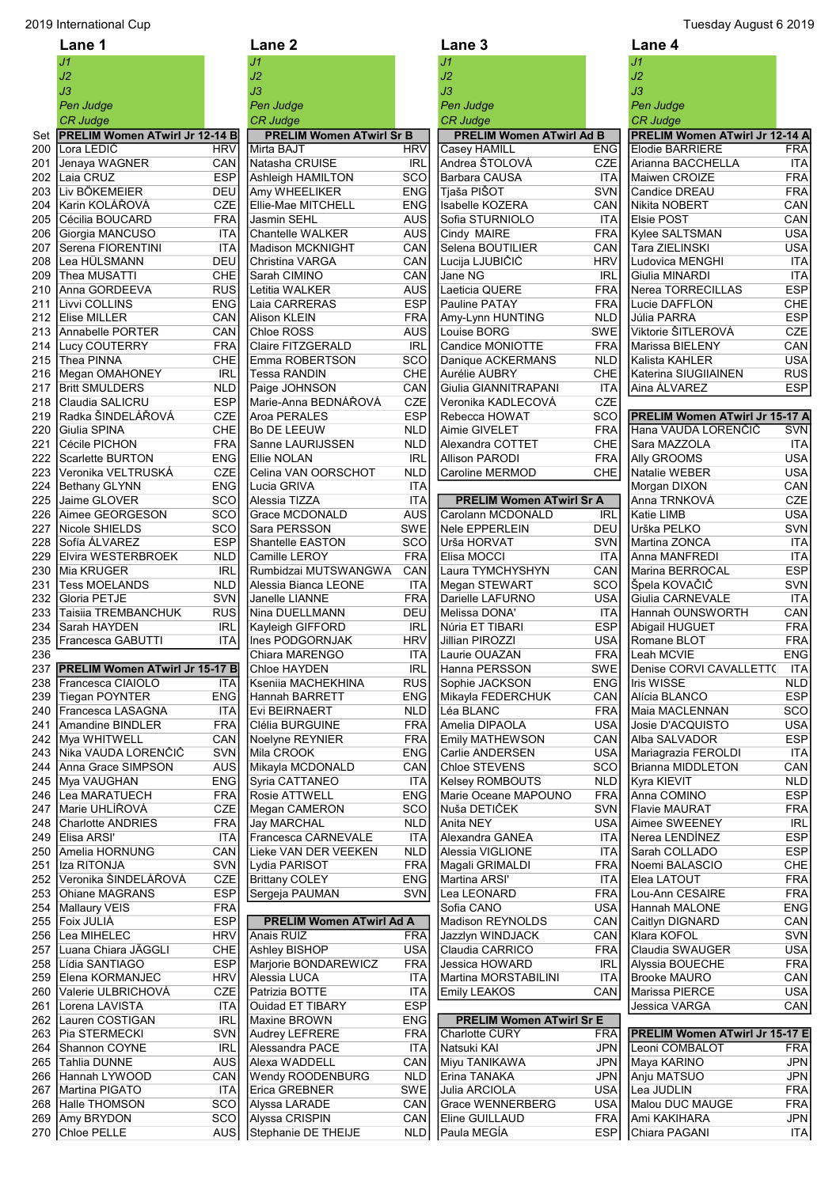2019 International Cup

Tuesday August 6 2019

| Set | Lane 1 | | Lane 2 | | Lane 3 | | Lane 4 | |
|---|---|---|---|---|---|---|---|---|
| | J1 | | J1 | | J1 | | J1 | |
| | J2 | | J2 | | J2 | | J2 | |
| | J3 | | J3 | | J3 | | J3 | |
| | Pen Judge | | Pen Judge | | Pen Judge | | Pen Judge | |
| | CR Judge | | CR Judge | | CR Judge | | CR Judge | |
| | **PRELIM Women ATwirl Jr 12-14 B** | | **PRELIM Women ATwirl Sr B** | | **PRELIM Women ATwirl Ad B** | | **PRELIM Women ATwirl Jr 12-14 A** | |
| 200 | Lora LEDIĆ | HRV | Mirta BAJT | HRV | Casey HAMILL | ENG | Elodie BARRIERE | FRA |
| 201 | Jenaya WAGNER | CAN | Natasha CRUISE | IRL | Andrea ŠTOLOVÁ | CZE | Arianna BACCHELLA | ITA |
| 202 | Laia CRUZ | ESP | Ashleigh HAMILTON | SCO | Barbara CAUSA | ITA | Maiwen CROIZE | FRA |
| 203 | Liv BÖKEMEIER | DEU | Amy WHEELIKER | ENG | Tjaša PIŠOT | SVN | Candice DREAU | FRA |
| 204 | Karin KOLÁŘOVÁ | CZE | Ellie-Mae MITCHELL | ENG | Isabelle KOZERA | CAN | Nikita NOBERT | CAN |
| 205 | Cécilia BOUCARD | FRA | Jasmin SEHL | AUS | Sofia STURNIOLO | ITA | Elsie POST | CAN |
| 206 | Giorgia MANCUSO | ITA | Chantelle WALKER | AUS | Cindy MAIRE | FRA | Kylee SALTSMAN | USA |
| 207 | Serena FIORENTINI | ITA | Madison MCKNIGHT | CAN | Selena BOUTILIER | CAN | Tara ZIELINSKI | USA |
| 208 | Lea HÜLSMANN | DEU | Christina VARGA | CAN | Lucija LJUBIČIĆ | HRV | Ludovica MENGHI | ITA |
| 209 | Thea MUSATTI | CHE | Sarah CIMINO | CAN | Jane NG | IRL | Giulia MINARDI | ITA |
| 210 | Anna GORDEEVA | RUS | Letitia WALKER | AUS | Laeticia QUERE | FRA | Nerea TORRECILLAS | ESP |
| 211 | Livvi COLLINS | ENG | Laia CARRERAS | ESP | Pauline PATAY | FRA | Lucie DAFFLON | CHE |
| 212 | Elise MILLER | CAN | Alison KLEIN | FRA | Amy-Lynn HUNTING | NLD | Júlia PARRA | ESP |
| 213 | Annabelle PORTER | CAN | Chloe ROSS | AUS | Louise BORG | SWE | Viktorie ŠITLEROVÁ | CZE |
| 214 | Lucy COUTERRY | FRA | Claire FITZGERALD | IRL | Candice MONIOTTE | FRA | Marissa BIELENY | CAN |
| 215 | Thea PINNA | CHE | Emma ROBERTSON | SCO | Danique ACKERMANS | NLD | Kalista KAHLER | USA |
| 216 | Megan OMAHONEY | IRL | Tessa RANDIN | CHE | Aurélie AUBRY | CHE | Katerina SIUGIIAINEN | RUS |
| 217 | Britt SMULDERS | NLD | Paige JOHNSON | CAN | Giulia GIANNITRAPANI | ITA | Aina ÁLVAREZ | ESP |
| 218 | Claudia SALICRU | ESP | Marie-Anna BEDNÁŘOVÁ | CZE | Veronika KADLECOVÁ | CZE | | |
| 219 | Radka ŠINDELÁŘOVÁ | CZE | Aroa PERALES | ESP | Rebecca HOWAT | SCO | **PRELIM Women ATwirl Jr 15-17 A** | |
| 220 | Giulia SPINA | CHE | Bo DE LEEUW | NLD | Aimie GIVELET | FRA | Hana VAUDA LORENČIČ | SVN |
| 221 | Cécile PICHON | FRA | Sanne LAURIJSSEN | NLD | Alexandra COTTET | CHE | Sara MAZZOLA | ITA |
| 222 | Scarlette BURTON | ENG | Ellie NOLAN | IRL | Allison PARODI | FRA | Ally GROOMS | USA |
| 223 | Veronika VELTRUSKÁ | CZE | Celina VAN OORSCHOT | NLD | Caroline MERMOD | CHE | Natalie WEBER | USA |
| 224 | Bethany GLYNN | ENG | Lucia GRIVA | ITA | | | Morgan DIXON | CAN |
| 225 | Jaime GLOVER | SCO | Alessia TIZZA | ITA | **PRELIM Women ATwirl Sr A** | | Anna TRNKOVÁ | CZE |
| 226 | Aimee GEORGESON | SCO | Grace MCDONALD | AUS | Carolann MCDONALD | IRL | Katie LIMB | USA |
| 227 | Nicole SHIELDS | SCO | Sara PERSSON | SWE | Nele EPPERLEIN | DEU | Urška PELKO | SVN |
| 228 | Sofía ÁLVAREZ | ESP | Shantelle EASTON | SCO | Urša HORVAT | SVN | Martina ZONCA | ITA |
| 229 | Elvira WESTERBROEK | NLD | Camille LEROY | FRA | Elisa MOCCI | ITA | Anna MANFREDI | ITA |
| 230 | Mia KRUGER | IRL | Rumbidzai MUTSWANGWA | CAN | Laura TYMCHYSHYN | CAN | Marina BERROCAL | ESP |
| 231 | Tess MOELANDS | NLD | Alessia Bianca LEONE | ITA | Megan STEWART | SCO | Špela KOVAČIČ | SVN |
| 232 | Gloria PETJE | SVN | Janelle LIANNE | FRA | Darielle LAFURNO | USA | Giulia CARNEVALE | ITA |
| 233 | Taisiia TREMBANCHUK | RUS | Nina DUELLMANN | DEU | Melissa DONA' | ITA | Hannah OUNSWORTH | CAN |
| 234 | Sarah HAYDEN | IRL | Kayleigh GIFFORD | IRL | Núria ET TIBARI | ESP | Abigail HUGUET | FRA |
| 235 | Francesca GABUTTI | ITA | Ines PODGORNJAK | HRV | Jillian PIROZZI | USA | Romane BLOT | FRA |
| 236 | | | Chiara MARENGO | ITA | Laurie OUAZAN | FRA | Leah MCVIE | ENG |
| 237 | **PRELIM Women ATwirl Jr 15-17 B** | | Chloe HAYDEN | IRL | Hanna PERSSON | SWE | Denise CORVI CAVALLETTO | ITA |
| 238 | Francesca CIAIOLO | ITA | Ksenia MACHEKHINA | RUS | Sophie JACKSON | ENG | Iris WISSE | NLD |
| 239 | Tiegan POYNTER | ENG | Hannah BARRETT | ENG | Mikayla FEDERCHUK | CAN | Alícia BLANCO | ESP |
| 240 | Francesca LASAGNA | ITA | Evi BEIRNAERT | NLD | Léa BLANC | FRA | Maia MACLENNAN | SCO |
| 241 | Amandine BINDLER | FRA | Clélia BURGUINE | FRA | Amelia DIPAOLA | USA | Josie D'ACQUISTO | USA |
| 242 | Mya WHITWELL | CAN | Noelyne REYNIER | FRA | Emily MATHEWSON | CAN | Alba SALVADOR | ESP |
| 243 | Nika VAUDA LORENČIČ | SVN | Mila CROOK | ENG | Carlie ANDERSEN | USA | Mariagrazia FEROLDI | ITA |
| 244 | Anna Grace SIMPSON | AUS | Mikayla MCDONALD | CAN | Chloe STEVENS | SCO | Brianna MIDDLETON | CAN |
| 245 | Mya VAUGHAN | ENG | Syria CATTANEO | ITA | Kelsey ROMBOUTS | NLD | Kyra KIEVIT | NLD |
| 246 | Lea MARATUECH | FRA | Rosie ATTWELL | ENG | Marie Oceane MAPOUNO | FRA | Anna COMINO | ESP |
| 247 | Marie UHLÍŘOVÁ | CZE | Megan CAMERON | SCO | Nuša DETIČEK | SVN | Flavie MAURAT | FRA |
| 248 | Charlotte ANDRIES | FRA | Jay MARCHAL | NLD | Anita NEY | USA | Aimee SWEENEY | IRL |
| 249 | Elisa ARSI' | ITA | Francesca CARNEVALE | ITA | Alexandra GANEA | ITA | Nerea LENDÍNEZ | ESP |
| 250 | Amelia HORNUNG | CAN | Lieke VAN DER VEEKEN | NLD | Alessia VIGLIONE | ITA | Sarah COLLADO | ESP |
| 251 | Iza RITONJA | SVN | Lydia PARISOT | FRA | Magali GRIMALDI | FRA | Noemi BALASCIO | CHE |
| 252 | Veronika ŠINDELÁŘOVÁ | CZE | Brittany COLEY | ENG | Martina ARSI' | ITA | Elea LATOUT | FRA |
| 253 | Ohiane MAGRANS | ESP | Sergeja PAUMAN | SVN | Lea LEONARD | FRA | Lou-Ann CESAIRE | FRA |
| 254 | Mallaury VEIS | FRA | | | Sofia CANO | USA | Hannah MALONE | ENG |
| 255 | Foix JULIÀ | ESP | **PRELIM Women ATwirl Ad A** | | Madison REYNOLDS | CAN | Caitlyn DIGNARD | CAN |
| 256 | Lea MIHELEC | HRV | Anais RUIZ | FRA | Jazzlyn WINDJACK | CAN | Klara KOFOL | SVN |
| 257 | Luana Chiara JÄGGLI | CHE | Ashley BISHOP | USA | Claudia CARRICO | FRA | Claudia SWAUGER | USA |
| 258 | Lídia SANTIAGO | ESP | Marjorie BONDAREWICZ | FRA | Jessica HOWARD | IRL | Alyssia BOUECHE | FRA |
| 259 | Elena KORMANJEC | HRV | Alessia LUCA | ITA | Martina MORSTABILINI | ITA | Brooke MAURO | CAN |
| 260 | Valerie ULBRICHOVÁ | CZE | Patrizia BOTTE | ITA | Emily LEAKOS | CAN | Marissa PIERCE | USA |
| 261 | Lorena LAVISTA | ITA | Ouidad ET TIBARY | ESP | | | Jessica VARGA | CAN |
| 262 | Lauren COSTIGAN | IRL | Maxine BROWN | ENG | **PRELIM Women ATwirl Sr E** | | | |
| 263 | Pia STERMECKI | SVN | Audrey LEFRERE | FRA | Charlotte CURY | FRA | **PRELIM Women ATwirl Jr 15-17 E** | |
| 264 | Shannon COYNE | IRL | Alessandra PACE | ITA | Natsuki KAI | JPN | Leoni COMBALOT | FRA |
| 265 | Tahlia DUNNE | AUS | Alexa WADDELL | CAN | Miyu TANIKAWA | JPN | Maya KARINO | JPN |
| 266 | Hannah LYWOOD | CAN | Wendy ROODENBURG | NLD | Erina TANAKA | JPN | Anju MATSUO | JPN |
| 267 | Martina PIGATO | ITA | Erica GREBNER | SWE | Julia ARCIOLA | USA | Lea JUDLIN | FRA |
| 268 | Halle THOMSON | SCO | Alyssa LARADE | CAN | Grace WENNERBERG | USA | Malou DUC MAUGE | FRA |
| 269 | Amy BRYDON | SCO | Alyssa CRISPIN | CAN | Eline GUILLAUD | FRA | Ami KAKIHARA | JPN |
| 270 | Chloe PELLE | AUS | Stephanie DE THEIJE | NLD | Paula MEGÍA | ESP | Chiara PAGANI | ITA |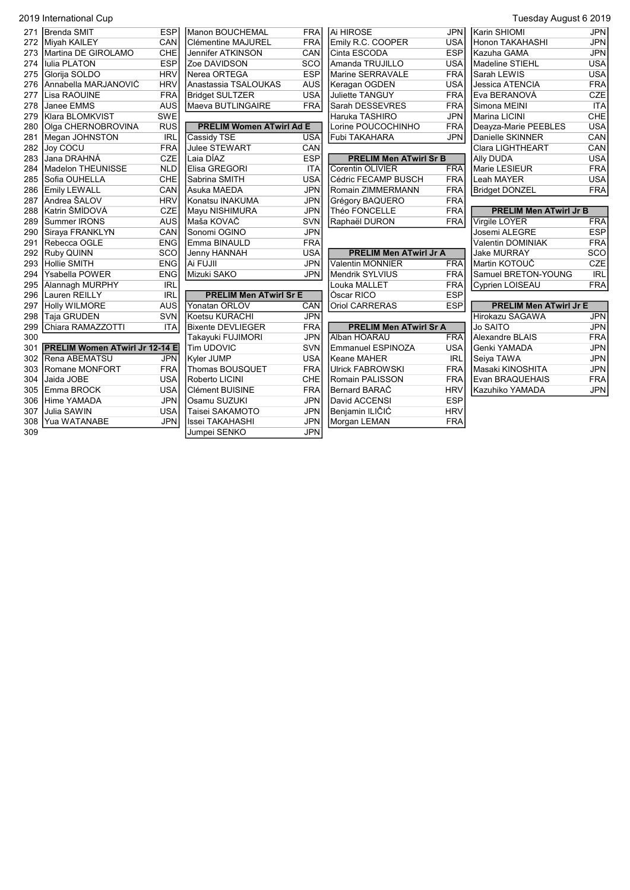| # | Name | Country |
|---|---|---|
| 271 | Brenda SMIT | ESP |
| 272 | Miyah KAILEY | CAN |
| 273 | Martina DE GIROLAMO | CHE |
| 274 | Iulia PLATON | ESP |
| 275 | Glorija SOLDO | HRV |
| 276 | Annabella MARJANOVIĆ | HRV |
| 277 | Lisa RAOUINE | FRA |
| 278 | Janee EMMS | AUS |
| 279 | Klara BLOMKVIST | SWE |
| 280 | Olga CHERNOBROVINA | RUS |
| 281 | Megan JOHNSTON | IRL |
| 282 | Joy COCU | FRA |
| 283 | Jana DRAHNÁ | CZE |
| 284 | Madelon THEUNISSE | NLD |
| 285 | Sofia OUHELLA | CHE |
| 286 | Emily LEWALL | CAN |
| 287 | Andrea ŠALOV | HRV |
| 288 | Katrin ŠMÍDOVÁ | CZE |
| 289 | Summer IRONS | AUS |
| 290 | Siraya FRANKLYN | CAN |
| 291 | Rebecca OGLE | ENG |
| 292 | Ruby QUINN | SCO |
| 293 | Hollie SMITH | ENG |
| 294 | Ysabella POWER | ENG |
| 295 | Alannagh MURPHY | IRL |
| 296 | Lauren REILLY | IRL |
| 297 | Holly WILMORE | AUS |
| 298 | Taja GRUDEN | SVN |
| 299 | Chiara RAMAZZOTTI | ITA |
| 300 | | |

**PRELIM Women ATwirl Jr 12-14 E**

| # | Name | Country |
|---|---|---|
| 301 | | |
| 302 | Rena ABEMATSU | JPN |
| 303 | Romane MONFORT | FRA |
| 304 | Jaida JOBE | USA |
| 305 | Emma BROCK | USA |
| 306 | Hime YAMADA | JPN |
| 307 | Julia SAWIN | USA |
| 308 | Yua WATANABE | JPN |
| 309 | | |

| Name | Country |
|---|---|
| Manon BOUCHEMAL | FRA |
| Clémentine MAJUREL | FRA |
| Jennifer ATKINSON | CAN |
| Zoe DAVIDSON | SCO |
| Nerea ORTEGA | ESP |
| Anastassia TSALOUKAS | AUS |
| Bridget SULTZER | USA |
| Maeva BUTLINGAIRE | FRA |

**PRELIM Women ATwirl Ad E**

| Name | Country |
|---|---|
| Cassidy TSE | USA |
| Julee STEWART | CAN |
| Laia DÍAZ | ESP |
| Elisa GREGORI | ITA |
| Sabrina SMITH | USA |
| Asuka MAEDA | JPN |
| Konatsu INAKUMA | JPN |
| Mayu NISHIMURA | JPN |
| Maša KOVAČ | SVN |
| Sonomi OGINO | JPN |
| Emma BINAULD | FRA |
| Jenny HANNAH | USA |
| Ai FUJII | JPN |
| Mizuki SAKO | JPN |

**PRELIM Men ATwirl Sr E**

| Name | Country |
|---|---|
| Yonatan ORLOV | CAN |
| Koetsu KURACHI | JPN |
| Bixente DEVLIEGER | FRA |
| Takayuki FUJIMORI | JPN |
| Tim UDOVIC | SVN |
| Kyler JUMP | USA |
| Thomas BOUSQUET | FRA |
| Roberto LICINI | CHE |
| Clément BUISINE | FRA |
| Osamu SUZUKI | JPN |
| Taisei SAKAMOTO | JPN |
| Issei TAKAHASHI | JPN |
| Jumpei SENKO | JPN |

| Name | Country |
|---|---|
| Ai HIROSE | JPN |
| Emily R.C. COOPER | USA |
| Cinta ESCODA | ESP |
| Amanda TRUJILLO | USA |
| Marine SERRAVALE | FRA |
| Keragan OGDEN | USA |
| Juliette TANGUY | FRA |
| Sarah DESSEVRES | FRA |
| Haruka TASHIRO | JPN |
| Lorine POUCOCHINHO | FRA |
| Fubi TAKAHARA | JPN |

**PRELIM Men ATwirl Sr B**

| Name | Country |
|---|---|
| Corentin OLIVIER | FRA |
| Cédric FECAMP BUSCH | FRA |
| Romain ZIMMERMANN | FRA |
| Grégory BAQUERO | FRA |
| Théo FONCELLE | FRA |
| Raphaël DURON | FRA |

**PRELIM Men ATwirl Jr A**

| Name | Country |
|---|---|
| Valentin MONNIER | FRA |
| Mendrik SYLVIUS | FRA |
| Louka MALLET | FRA |
| Òscar RICO | ESP |
| Oriol CARRERAS | ESP |

**PRELIM Men ATwirl Sr A**

| Name | Country |
|---|---|
| Alban HOARAU | FRA |
| Emmanuel ESPINOZA | USA |
| Keane MAHER | IRL |
| Ulrick FABROWSKI | FRA |
| Romain PALISSON | FRA |
| Bernard BARAČ | HRV |
| David ACCENSI | ESP |
| Benjamin ILIČIĆ | HRV |
| Morgan LEMAN | FRA |

| Name | Country |
|---|---|
| Karin SHIOMI | JPN |
| Honon TAKAHASHI | JPN |
| Kazuha GAMA | JPN |
| Madeline STIEHL | USA |
| Sarah LEWIS | USA |
| Jessica ATENCIA | FRA |
| Eva BERANOVÁ | CZE |
| Simona MEINI | ITA |
| Marina LICINI | CHE |
| Deayza-Marie PEEBLES | USA |
| Danielle SKINNER | CAN |
| Clara LIGHTHEART | CAN |
| Ally DUDA | USA |
| Marie LESIEUR | FRA |
| Leah MAYER | USA |
| Bridget DONZEL | FRA |

**PRELIM Men ATwirl Jr B**

| Name | Country |
|---|---|
| Virgile LOYER | FRA |
| Josemi ALEGRE | ESP |
| Valentin DOMINIAK | FRA |
| Jake MURRAY | SCO |
| Martin KOTOUČ | CZE |
| Samuel BRETON-YOUNG | IRL |
| Cyprien LOISEAU | FRA |

**PRELIM Men ATwirl Jr E**

| Name | Country |
|---|---|
| Hirokazu SAGAWA | JPN |
| Jo SAITO | JPN |
| Alexandre BLAIS | FRA |
| Genki YAMADA | JPN |
| Seiya TAWA | JPN |
| Masaki KINOSHITA | JPN |
| Evan BRAQUEHAIS | FRA |
| Kazuhiko YAMADA | JPN |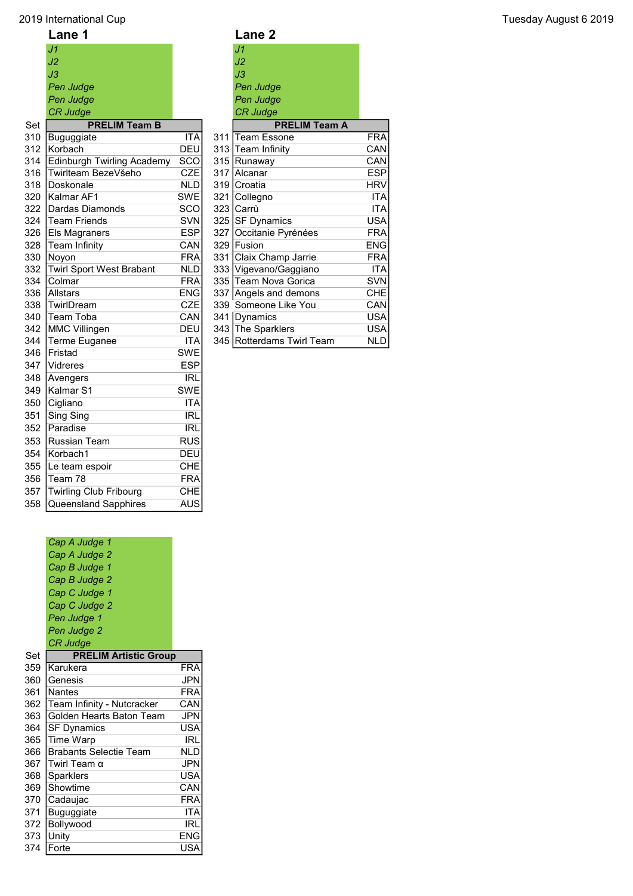2019 International Cup

Tuesday August 6 2019

## Lane 1

*J1*
*J2*
*J3*
*Pen Judge*
*Pen Judge*
*CR Judge*

| Set | PRELIM Team B | |
|---|---|---|
| 310 | Buguggiate | ITA |
| 312 | Korbach | DEU |
| 314 | Edinburgh Twirling Academy | SCO |
| 316 | Twirlteam BezeVšeho | CZE |
| 318 | Doskonale | NLD |
| 320 | Kalmar AF1 | SWE |
| 322 | Dardas Diamonds | SCO |
| 324 | Team Friends | SVN |
| 326 | Els Magraners | ESP |
| 328 | Team Infinity | CAN |
| 330 | Noyon | FRA |
| 332 | Twirl Sport West Brabant | NLD |
| 334 | Colmar | FRA |
| 336 | Allstars | ENG |
| 338 | TwirlDream | CZE |
| 340 | Team Toba | CAN |
| 342 | MMC Villingen | DEU |
| 344 | Terme Euganee | ITA |
| 346 | Fristad | SWE |
| 347 | Vidreres | ESP |
| 348 | Avengers | IRL |
| 349 | Kalmar S1 | SWE |
| 350 | Cigliano | ITA |
| 351 | Sing Sing | IRL |
| 352 | Paradise | IRL |
| 353 | Russian Team | RUS |
| 354 | Korbach1 | DEU |
| 355 | Le team espoir | CHE |
| 356 | Team 78 | FRA |
| 357 | Twirling Club Fribourg | CHE |
| 358 | Queensland Sapphires | AUS |

## Lane 2

*J1*
*J2*
*J3*
*Pen Judge*
*Pen Judge*
*CR Judge*

| Set | PRELIM Team A | |
|---|---|---|
| 311 | Team Essone | FRA |
| 313 | Team Infinity | CAN |
| 315 | Runaway | CAN |
| 317 | Alcanar | ESP |
| 319 | Croatia | HRV |
| 321 | Collegno | ITA |
| 323 | Carrù | ITA |
| 325 | SF Dynamics | USA |
| 327 | Occitanie Pyrénées | FRA |
| 329 | Fusion | ENG |
| 331 | Claix Champ Jarrie | FRA |
| 333 | Vigevano/Gaggiano | ITA |
| 335 | Team Nova Gorica | SVN |
| 337 | Angels and demons | CHE |
| 339 | Someone Like You | CAN |
| 341 | Dynamics | USA |
| 343 | The Sparklers | USA |
| 345 | Rotterdams Twirl Team | NLD |

*Cap A Judge 1*
*Cap A Judge 2*
*Cap B Judge 1*
*Cap B Judge 2*
*Cap C Judge 1*
*Cap C Judge 2*
*Pen Judge 1*
*Pen Judge 2*
*CR Judge*

| Set | PRELIM Artistic Group | |
|---|---|---|
| 359 | Karukera | FRA |
| 360 | Genesis | JPN |
| 361 | Nantes | FRA |
| 362 | Team Infinity - Nutcracker | CAN |
| 363 | Golden Hearts Baton Team | JPN |
| 364 | SF Dynamics | USA |
| 365 | Time Warp | IRL |
| 366 | Brabants Selectie Team | NLD |
| 367 | Twirl Team α | JPN |
| 368 | Sparklers | USA |
| 369 | Showtime | CAN |
| 370 | Cadaujac | FRA |
| 371 | Buguggiate | ITA |
| 372 | Bollywood | IRL |
| 373 | Unity | ENG |
| 374 | Forte | USA |